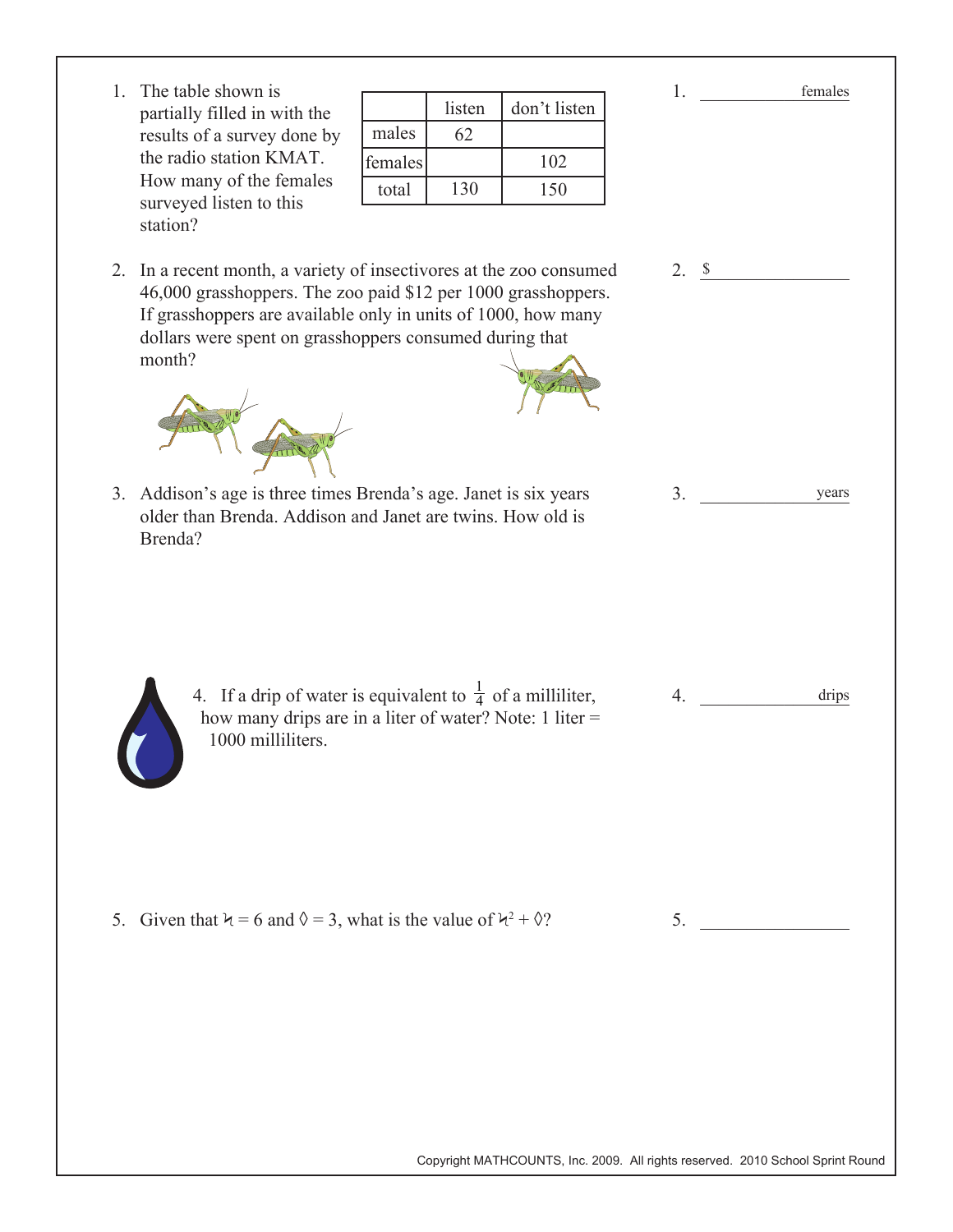1. The table shown is partially filled in with the results of a survey done by the radio station KMAT. How many of the females surveyed listen to this station?

|  | listen | don't listen |
|---|---|---|
| males | 62 |  |
| females |  | 102 |
| total | 130 | 150 |

1. ____________ females

2. In a recent month, a variety of insectivores at the zoo consumed 46,000 grasshoppers. The zoo paid $12 per 1000 grasshoppers. If grasshoppers are available only in units of 1000, how many dollars were spent on grasshoppers consumed during that month?

2. $ ____________

3. Addison's age is three times Brenda's age. Janet is six years older than Brenda. Addison and Janet are twins. How old is Brenda?

3. ____________ years

4. If a drip of water is equivalent to $\frac{1}{4}$ of a milliliter, how many drips are in a liter of water? Note: 1 liter = 1000 milliliters.

4. ____________ drips

5. Given that ♮ = 6 and ◊ = 3, what is the value of ♮$^2$ + ◊?

5. ____________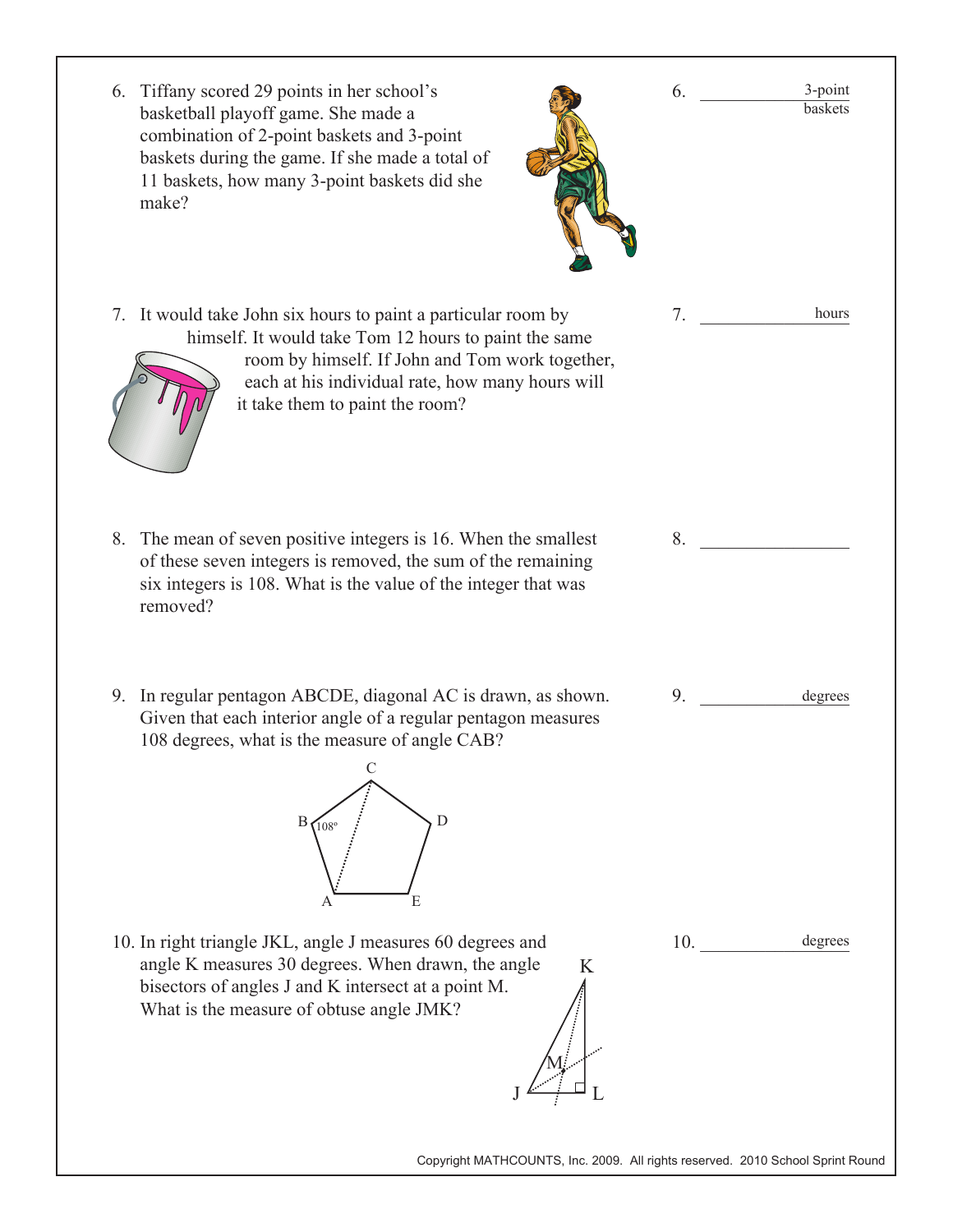6. Tiffany scored 29 points in her school's basketball playoff game. She made a combination of 2-point baskets and 3-point baskets during the game. If she made a total of 11 baskets, how many 3-point baskets did she make?

6. ______________ 3-point baskets

7. It would take John six hours to paint a particular room by himself. It would take Tom 12 hours to paint the same room by himself. If John and Tom work together, each at his individual rate, how many hours will it take them to paint the room?

7. ______________ hours

8. The mean of seven positive integers is 16. When the smallest of these seven integers is removed, the sum of the remaining six integers is 108. What is the value of the integer that was removed?

8. ______________

9. In regular pentagon ABCDE, diagonal AC is drawn, as shown. Given that each interior angle of a regular pentagon measures 108 degrees, what is the measure of angle CAB?

C

B 108°   D

A   E

9. ______________ degrees

10. In right triangle JKL, angle J measures 60 degrees and angle K measures 30 degrees. When drawn, the angle bisectors of angles J and K intersect at a point M. What is the measure of obtuse angle JMK?

K

M

J   L

10. ______________ degrees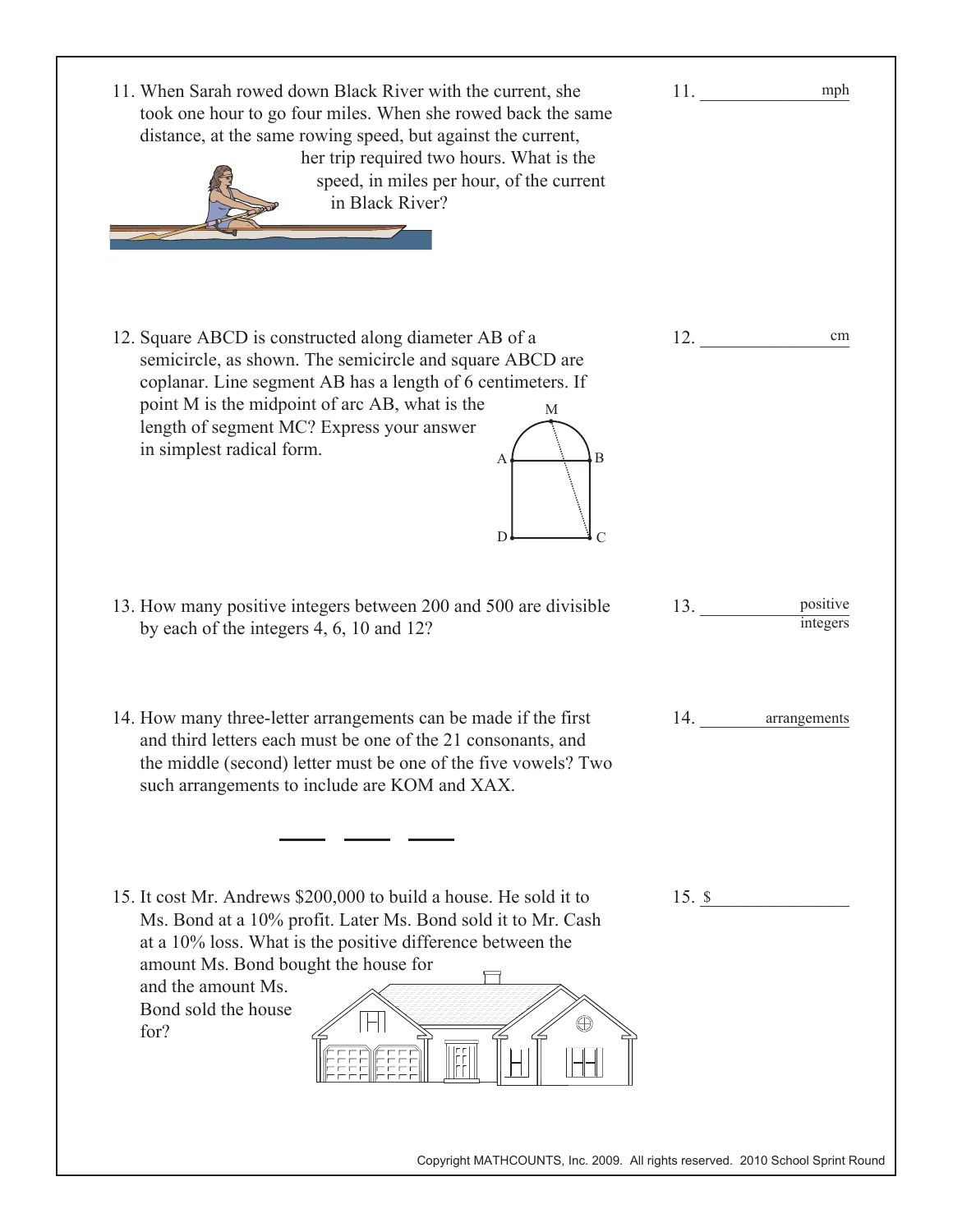11. When Sarah rowed down Black River with the current, she took one hour to go four miles. When she rowed back the same distance, at the same rowing speed, but against the current, her trip required two hours. What is the speed, in miles per hour, of the current in Black River?

11. __________ mph

12. Square ABCD is constructed along diameter AB of a semicircle, as shown. The semicircle and square ABCD are coplanar. Line segment AB has a length of 6 centimeters. If point M is the midpoint of arc AB, what is the length of segment MC? Express your answer in simplest radical form.

12. __________ cm

13. How many positive integers between 200 and 500 are divisible by each of the integers 4, 6, 10 and 12?

13. __________ positive integers

14. How many three-letter arrangements can be made if the first and third letters each must be one of the 21 consonants, and the middle (second) letter must be one of the five vowels? Two such arrangements to include are KOM and XAX.

___ ___ ___

14. __________ arrangements

15. It cost Mr. Andrews $200,000 to build a house. He sold it to Ms. Bond at a 10% profit. Later Ms. Bond sold it to Mr. Cash at a 10% loss. What is the positive difference between the amount Ms. Bond bought the house for and the amount Ms. Bond sold the house for?

15. $ __________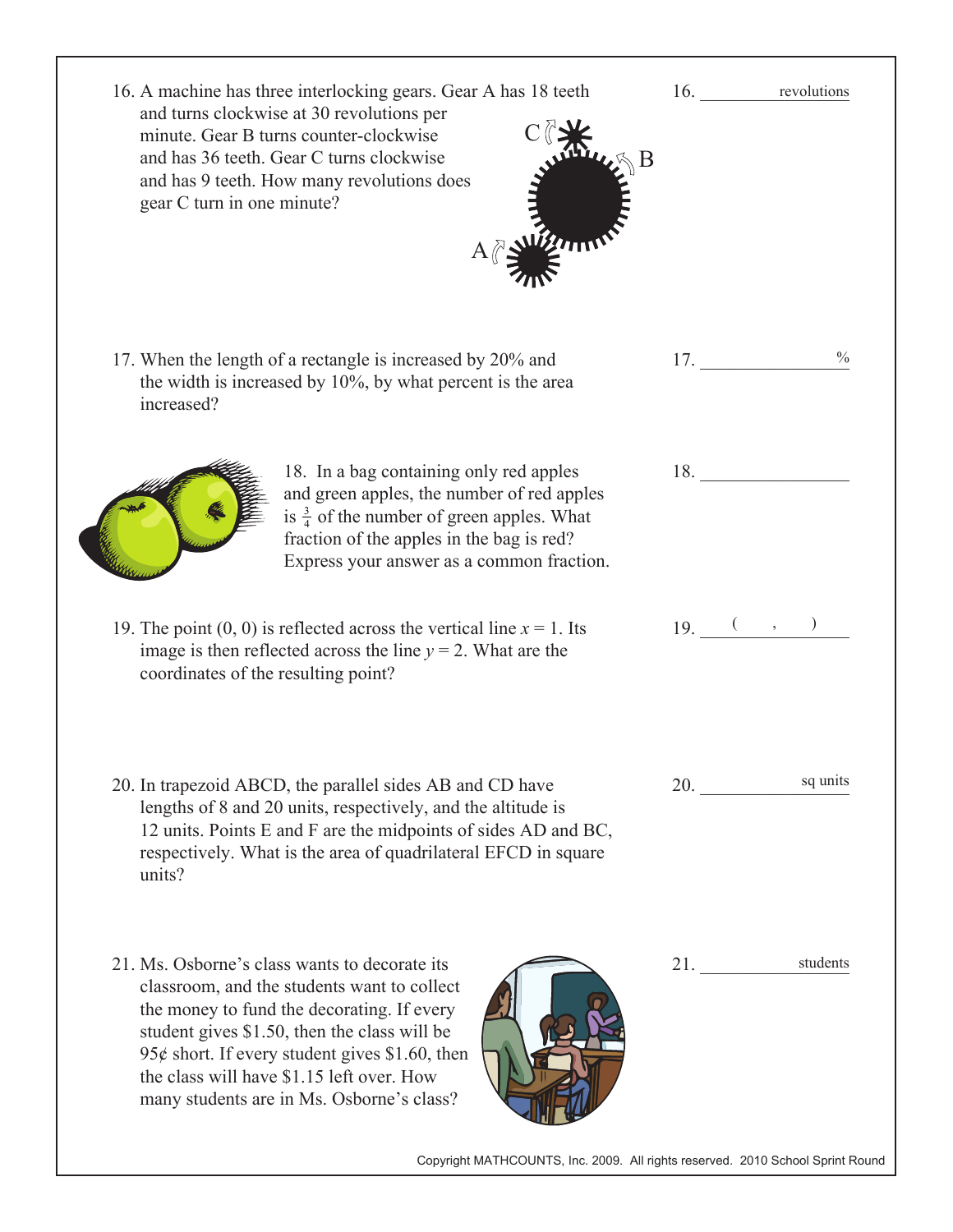16. A machine has three interlocking gears. Gear A has 18 teeth and turns clockwise at 30 revolutions per minute. Gear B turns counter-clockwise and has 36 teeth. Gear C turns clockwise and has 9 teeth. How many revolutions does gear C turn in one minute?

16. ____________ revolutions

17. When the length of a rectangle is increased by 20% and the width is increased by 10%, by what percent is the area increased?

17. ____________ %

18. In a bag containing only red apples and green apples, the number of red apples is $\frac{3}{4}$ of the number of green apples. What fraction of the apples in the bag is red? Express your answer as a common fraction.

18. ____________

19. The point (0, 0) is reflected across the vertical line $x = 1$. Its image is then reflected across the line $y = 2$. What are the coordinates of the resulting point?

19. ( , )

20. In trapezoid ABCD, the parallel sides AB and CD have lengths of 8 and 20 units, respectively, and the altitude is 12 units. Points E and F are the midpoints of sides AD and BC, respectively. What is the area of quadrilateral EFCD in square units?

20. ____________ sq units

21. Ms. Osborne's class wants to decorate its classroom, and the students want to collect the money to fund the decorating. If every student gives \$1.50, then the class will be 95¢ short. If every student gives \$1.60, then the class will have \$1.15 left over. How many students are in Ms. Osborne's class?

21. ____________ students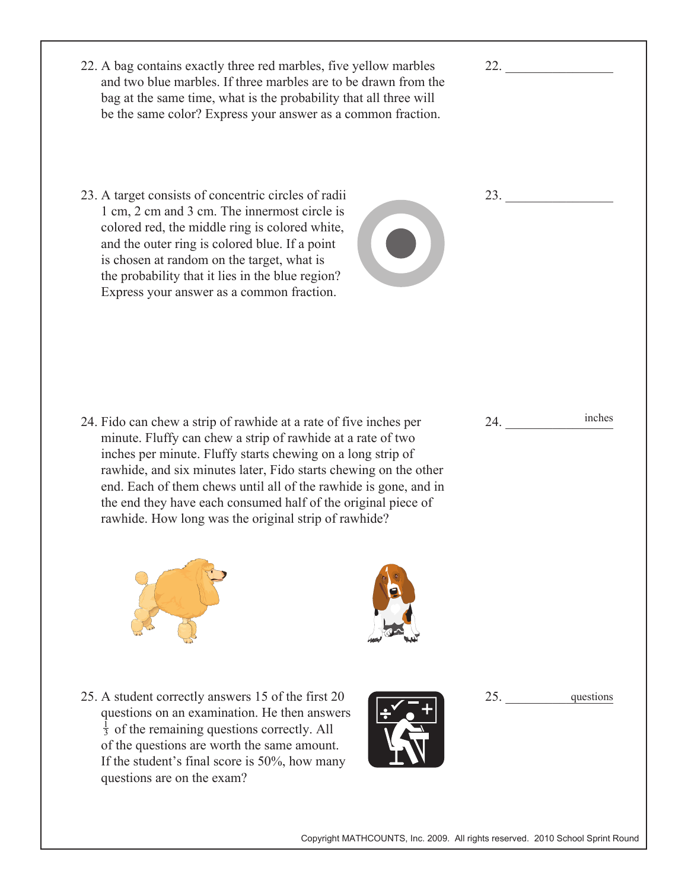22. A bag contains exactly three red marbles, five yellow marbles and two blue marbles. If three marbles are to be drawn from the bag at the same time, what is the probability that all three will be the same color? Express your answer as a common fraction.

22. ________________

23. A target consists of concentric circles of radii 1 cm, 2 cm and 3 cm. The innermost circle is colored red, the middle ring is colored white, and the outer ring is colored blue. If a point is chosen at random on the target, what is the probability that it lies in the blue region? Express your answer as a common fraction.

23. ________________

24. Fido can chew a strip of rawhide at a rate of five inches per minute. Fluffy can chew a strip of rawhide at a rate of two inches per minute. Fluffy starts chewing on a long strip of rawhide, and six minutes later, Fido starts chewing on the other end. Each of them chews until all of the rawhide is gone, and in the end they have each consumed half of the original piece of rawhide. How long was the original strip of rawhide?

24. ________________ inches

25. A student correctly answers 15 of the first 20 questions on an examination. He then answers $\frac{1}{3}$ of the remaining questions correctly. All of the questions are worth the same amount. If the student's final score is 50%, how many questions are on the exam?

25. ________________ questions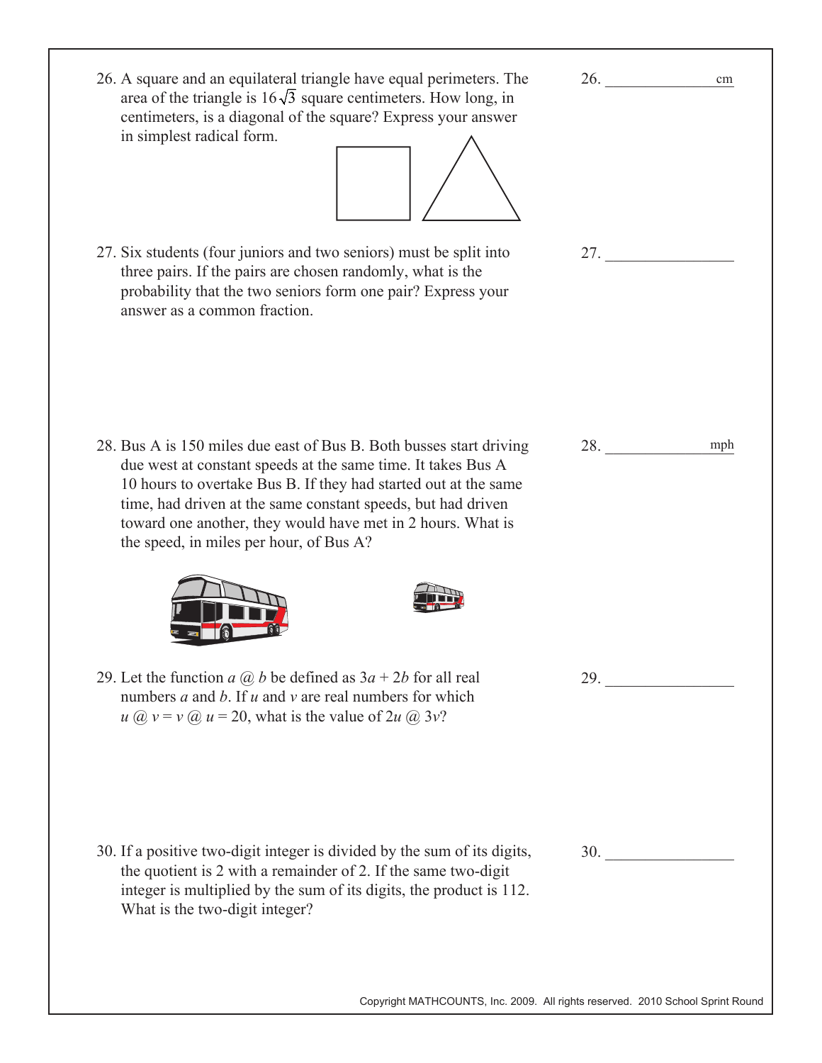26. A square and an equilateral triangle have equal perimeters. The area of the triangle is $16\sqrt{3}$ square centimeters. How long, in centimeters, is a diagonal of the square? Express your answer in simplest radical form.

26. ______________ cm

27. Six students (four juniors and two seniors) must be split into three pairs. If the pairs are chosen randomly, what is the probability that the two seniors form one pair? Express your answer as a common fraction.

27. ______________

28. Bus A is 150 miles due east of Bus B. Both busses start driving due west at constant speeds at the same time. It takes Bus A 10 hours to overtake Bus B. If they had started out at the same time, had driven at the same constant speeds, but had driven toward one another, they would have met in 2 hours. What is the speed, in miles per hour, of Bus A?

28. ______________ mph

29. Let the function $a$ @ $b$ be defined as $3a + 2b$ for all real numbers $a$ and $b$. If $u$ and $v$ are real numbers for which $u$ @ $v$ = $v$ @ $u$ = 20, what is the value of $2u$ @ $3v$?

29. ______________

30. If a positive two-digit integer is divided by the sum of its digits, the quotient is 2 with a remainder of 2. If the same two-digit integer is multiplied by the sum of its digits, the product is 112. What is the two-digit integer?

30. ______________